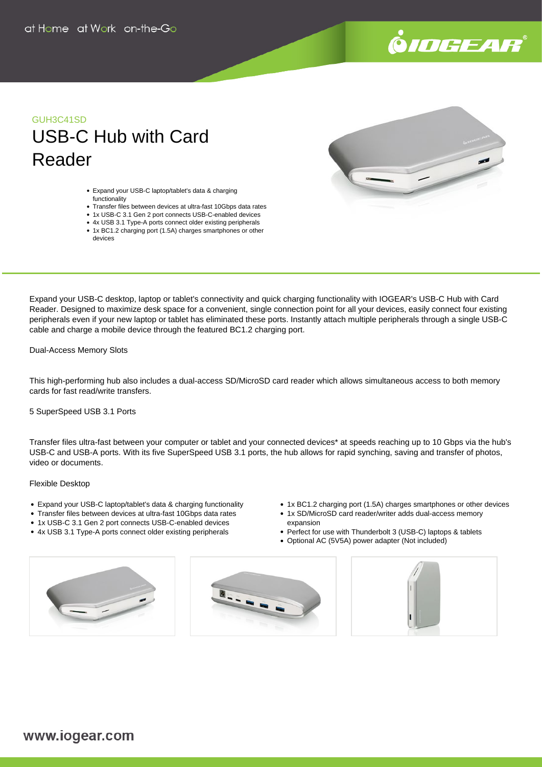at Home at Work on-the-Go

GUH3C41SD

# USB-C Hub with Card Reader

- Expand your USB-C laptop/tablet's data & charging functionality
- Transfer files between devices at ultra-fast 10Gbps data rates
- 1x USB-C 3.1 Gen 2 port connects USB-C-enabled devices
- 4x USB 3.1 Type-A ports connect older existing peripherals
- 1x BC1.2 charging port (1.5A) charges smartphones or other devices

Expand your USB-C desktop, laptop or tablet's connectivity and quick charging functionality with IOGEAR's USB-C Hub with Card Reader. Designed to maximize desk space for a convenient, single connection point for all your devices, easily connect four existing peripherals even if your new laptop or tablet has eliminated these ports. Instantly attach multiple peripherals through a single USB-C cable and charge a mobile device through the featured BC1.2 charging port.

Dual-Access Memory Slots

This high-performing hub also includes a dual-access SD/MicroSD card reader which allows simultaneous access to both memory cards for fast read/write transfers.

5 SuperSpeed USB 3.1 Ports

Transfer files ultra-fast between your computer or tablet and your connected devices* at speeds reaching up to 10 Gbps via the hub's USB-C and USB-A ports. With its five SuperSpeed USB 3.1 ports, the hub allows for rapid synching, saving and transfer of photos, video or documents.

Flexible Desktop

- Expand your USB-C laptop/tablet's data & charging functionality
- Transfer files between devices at ultra-fast 10Gbps data rates
- 1x USB-C 3.1 Gen 2 port connects USB-C-enabled devices
- 4x USB 3.1 Type-A ports connect older existing peripherals
- 1x BC1.2 charging port (1.5A) charges smartphones or other devices
- 1x SD/MicroSD card reader/writer adds dual-access memory expansion
- Perfect for use with Thunderbolt 3 (USB-C) laptops & tablets
- Optional AC (5V5A) power adapter (Not included)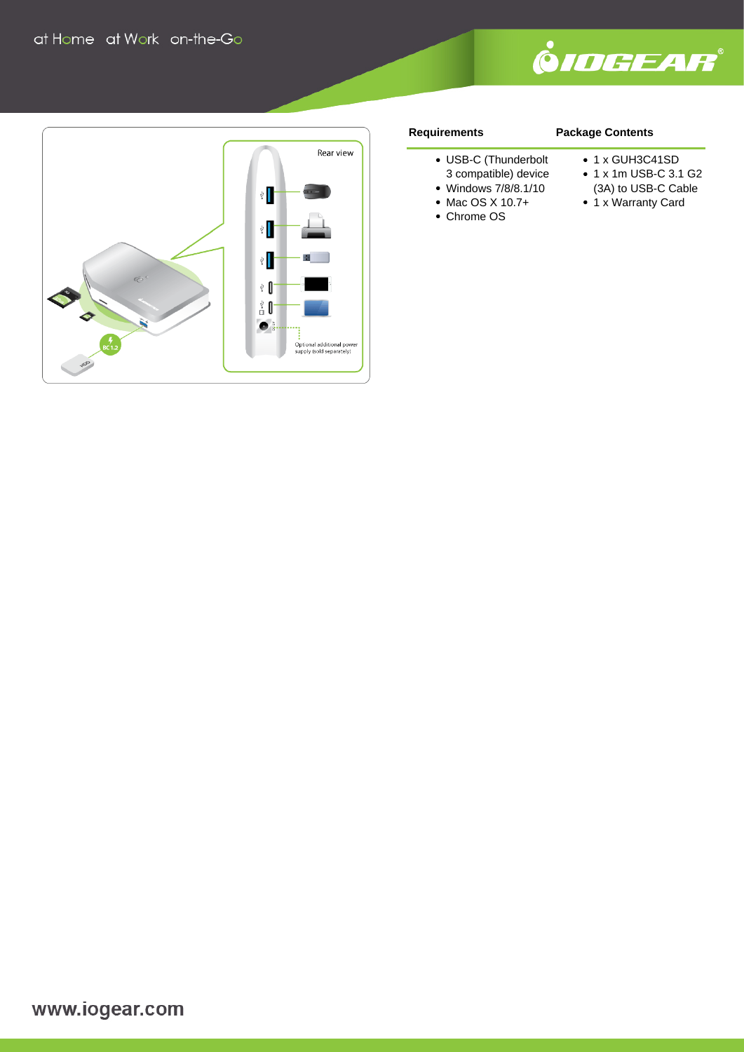**Requirements**

- USB-C (Thunderbolt 3 compatible) device
- Windows 7/8/8.1/10
- Mac OS X 10.7+
- Chrome OS

**Package Contents**

- 1 x GUH3C41SD
- 1 x 1m USB-C 3.1 G2 (3A) to USB-C Cable
- 1 x Warranty Card

www.iogear.com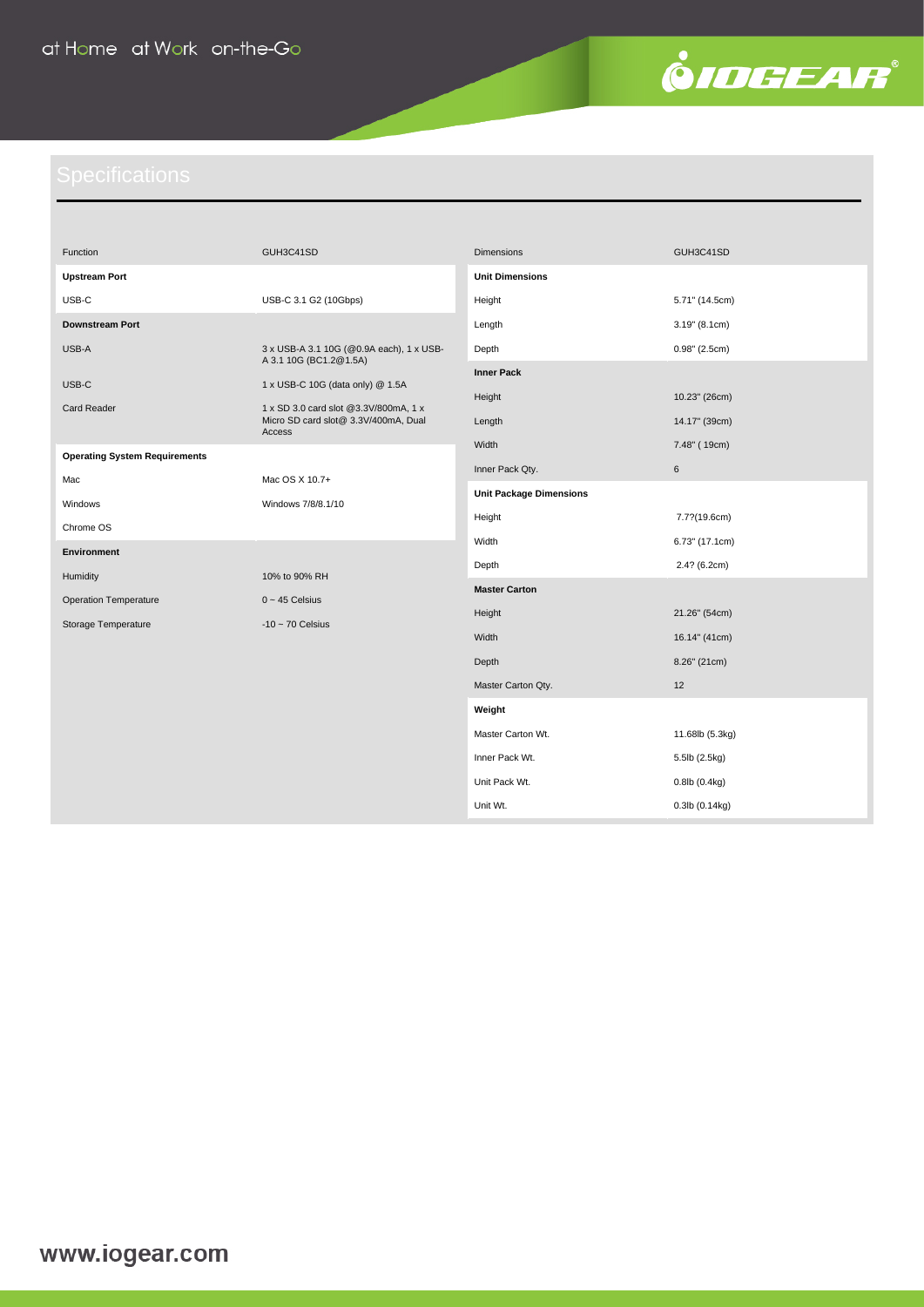## Specifications

| Function | GUH3C41SD |
|---|---|
| **Upstream Port** | |
| USB-C | USB-C 3.1 G2 (10Gbps) |
| **Downstream Port** | |
| USB-A | 3 x USB-A 3.1 10G (@0.9A each), 1 x USB-A 3.1 10G (BC1.2@1.5A) |
| USB-C | 1 x USB-C 10G (data only) @ 1.5A |
| Card Reader | 1 x SD 3.0 card slot @3.3V/800mA, 1 x Micro SD card slot@ 3.3V/400mA, Dual Access |
| **Operating System Requirements** | |
| Mac | Mac OS X 10.7+ |
| Windows | Windows 7/8/8.1/10 |
| Chrome OS | |
| **Environment** | |
| Humidity | 10% to 90% RH |
| Operation Temperature | 0 ~ 45 Celsius |
| Storage Temperature | -10 ~ 70 Celsius |

| Dimensions | GUH3C41SD |
|---|---|
| **Unit Dimensions** | |
| Height | 5.71" (14.5cm) |
| Length | 3.19" (8.1cm) |
| Depth | 0.98" (2.5cm) |
| **Inner Pack** | |
| Height | 10.23" (26cm) |
| Length | 14.17" (39cm) |
| Width | 7.48" ( 19cm) |
| Inner Pack Qty. | 6 |
| **Unit Package Dimensions** | |
| Height | 7.7?(19.6cm) |
| Width | 6.73" (17.1cm) |
| Depth | 2.4? (6.2cm) |
| **Master Carton** | |
| Height | 21.26" (54cm) |
| Width | 16.14" (41cm) |
| Depth | 8.26" (21cm) |
| Master Carton Qty. | 12 |
| **Weight** | |
| Master Carton Wt. | 11.68lb (5.3kg) |
| Inner Pack Wt. | 5.5lb (2.5kg) |
| Unit Pack Wt. | 0.8lb (0.4kg) |
| Unit Wt. | 0.3lb (0.14kg) |